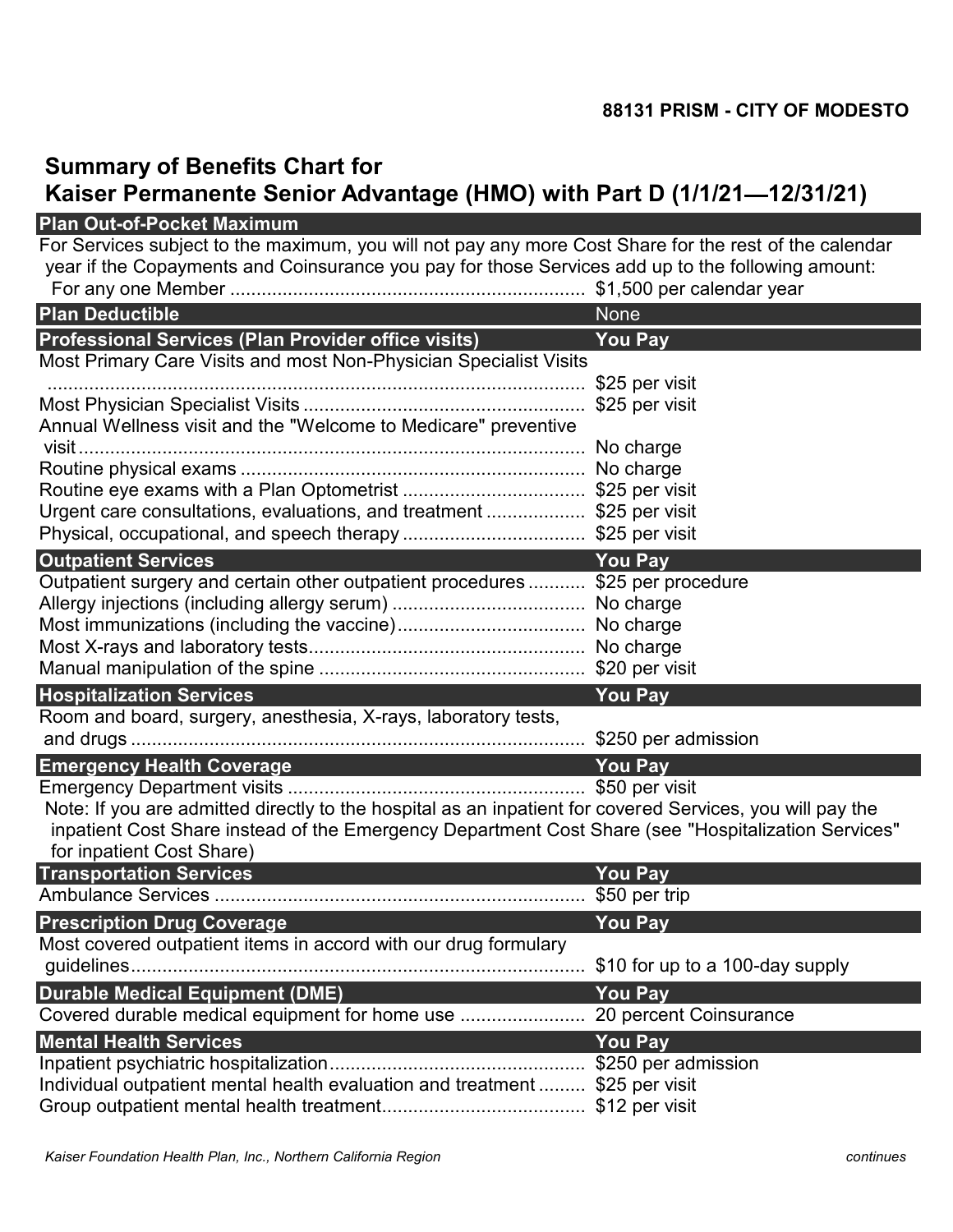**88131 PRISM - CITY OF MODESTO**

# Summary of Benefits Chart for Kaiser Permanente Senior Advantage (HMO) with Part D (1/1/21—12/31/21)

| Plan Out-of-Pocket Maximum | |
|---|---|
| For Services subject to the maximum, you will not pay any more Cost Share for the rest of the calendar year if the Copayments and Coinsurance you pay for those Services add up to the following amount: | |
| For any one Member | $1,500 per calendar year |

| Plan Deductible | None |
|---|---|

| Professional Services (Plan Provider office visits) | You Pay |
|---|---|
| Most Primary Care Visits and most Non-Physician Specialist Visits | $25 per visit |
| Most Physician Specialist Visits | $25 per visit |
| Annual Wellness visit and the "Welcome to Medicare" preventive visit | No charge |
| Routine physical exams | No charge |
| Routine eye exams with a Plan Optometrist | $25 per visit |
| Urgent care consultations, evaluations, and treatment | $25 per visit |
| Physical, occupational, and speech therapy | $25 per visit |

| Outpatient Services | You Pay |
|---|---|
| Outpatient surgery and certain other outpatient procedures | $25 per procedure |
| Allergy injections (including allergy serum) | No charge |
| Most immunizations (including the vaccine) | No charge |
| Most X-rays and laboratory tests | No charge |
| Manual manipulation of the spine | $20 per visit |

| Hospitalization Services | You Pay |
|---|---|
| Room and board, surgery, anesthesia, X-rays, laboratory tests, and drugs | $250 per admission |

| Emergency Health Coverage | You Pay |
|---|---|
| Emergency Department visits | $50 per visit |

Note: If you are admitted directly to the hospital as an inpatient for covered Services, you will pay the inpatient Cost Share instead of the Emergency Department Cost Share (see "Hospitalization Services" for inpatient Cost Share)

| Transportation Services | You Pay |
|---|---|
| Ambulance Services | $50 per trip |

| Prescription Drug Coverage | You Pay |
|---|---|
| Most covered outpatient items in accord with our drug formulary guidelines | $10 for up to a 100-day supply |

| Durable Medical Equipment (DME) | You Pay |
|---|---|
| Covered durable medical equipment for home use | 20 percent Coinsurance |

| Mental Health Services | You Pay |
|---|---|
| Inpatient psychiatric hospitalization | $250 per admission |
| Individual outpatient mental health evaluation and treatment | $25 per visit |
| Group outpatient mental health treatment | $12 per visit |

*Kaiser Foundation Health Plan, Inc., Northern California Region*

*continues*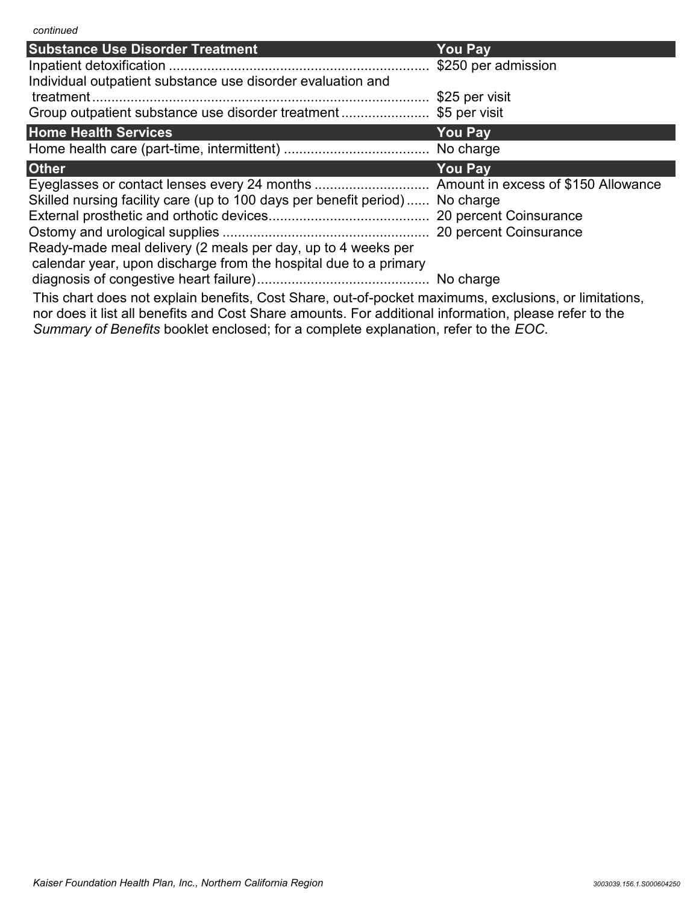*continued*

| Substance Use Disorder Treatment | You Pay |
|---|---|
| Inpatient detoxification | $250 per admission |
| Individual outpatient substance use disorder evaluation and treatment | $25 per visit |
| Group outpatient substance use disorder treatment | $5 per visit |
| **Home Health Services** | **You Pay** |
| Home health care (part-time, intermittent) | No charge |
| **Other** | **You Pay** |
| Eyeglasses or contact lenses every 24 months | Amount in excess of $150 Allowance |
| Skilled nursing facility care (up to 100 days per benefit period) | No charge |
| External prosthetic and orthotic devices | 20 percent Coinsurance |
| Ostomy and urological supplies | 20 percent Coinsurance |
| Ready-made meal delivery (2 meals per day, up to 4 weeks per calendar year, upon discharge from the hospital due to a primary diagnosis of congestive heart failure) | No charge |

This chart does not explain benefits, Cost Share, out-of-pocket maximums, exclusions, or limitations, nor does it list all benefits and Cost Share amounts. For additional information, please refer to the *Summary of Benefits* booklet enclosed; for a complete explanation, refer to the *EOC*.

*Kaiser Foundation Health Plan, Inc., Northern California Region*

*3003039.156.1.S000604250*